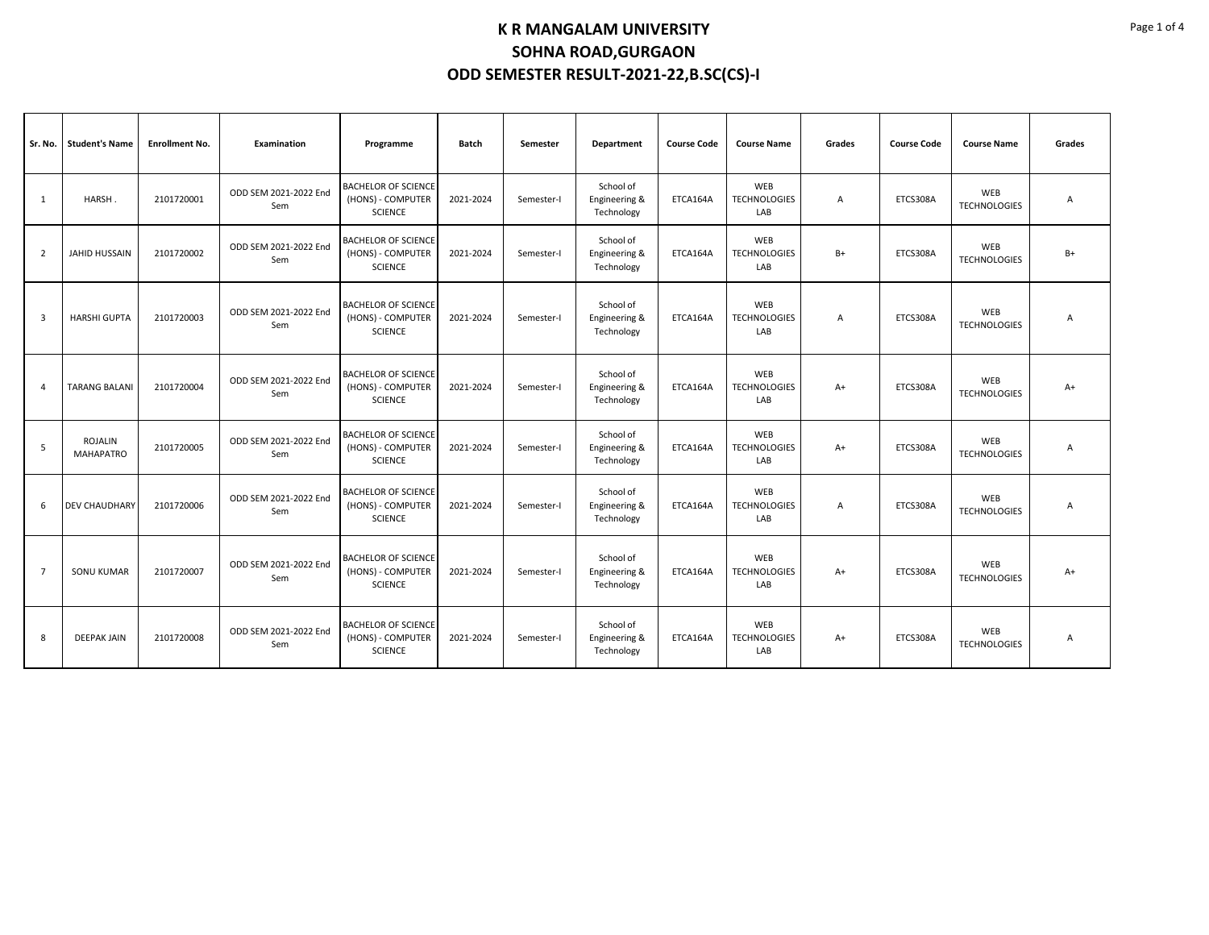# K R MANGALAM UNIVERSITY
## SOHNA ROAD,GURGAON
## ODD SEMESTER RESULT-2021-22,B.SC(CS)-I

| Sr. No. | Student's Name | Enrollment No. | Examination | Programme | Batch | Semester | Department | Course Code | Course Name | Grades | Course Code | Course Name | Grades |
|---|---|---|---|---|---|---|---|---|---|---|---|---|---|
| 1 | HARSH . | 2101720001 | ODD SEM 2021-2022 End Sem | BACHELOR OF SCIENCE (HONS) - COMPUTER SCIENCE | 2021-2024 | Semester-I | School of Engineering & Technology | ETCA164A | WEB TECHNOLOGIES LAB | A | ETCS308A | WEB TECHNOLOGIES | A |
| 2 | JAHID HUSSAIN | 2101720002 | ODD SEM 2021-2022 End Sem | BACHELOR OF SCIENCE (HONS) - COMPUTER SCIENCE | 2021-2024 | Semester-I | School of Engineering & Technology | ETCA164A | WEB TECHNOLOGIES LAB | B+ | ETCS308A | WEB TECHNOLOGIES | B+ |
| 3 | HARSHI GUPTA | 2101720003 | ODD SEM 2021-2022 End Sem | BACHELOR OF SCIENCE (HONS) - COMPUTER SCIENCE | 2021-2024 | Semester-I | School of Engineering & Technology | ETCA164A | WEB TECHNOLOGIES LAB | A | ETCS308A | WEB TECHNOLOGIES | A |
| 4 | TARANG BALANI | 2101720004 | ODD SEM 2021-2022 End Sem | BACHELOR OF SCIENCE (HONS) - COMPUTER SCIENCE | 2021-2024 | Semester-I | School of Engineering & Technology | ETCA164A | WEB TECHNOLOGIES LAB | A+ | ETCS308A | WEB TECHNOLOGIES | A+ |
| 5 | ROJALIN MAHAPATRO | 2101720005 | ODD SEM 2021-2022 End Sem | BACHELOR OF SCIENCE (HONS) - COMPUTER SCIENCE | 2021-2024 | Semester-I | School of Engineering & Technology | ETCA164A | WEB TECHNOLOGIES LAB | A+ | ETCS308A | WEB TECHNOLOGIES | A |
| 6 | DEV CHAUDHARY | 2101720006 | ODD SEM 2021-2022 End Sem | BACHELOR OF SCIENCE (HONS) - COMPUTER SCIENCE | 2021-2024 | Semester-I | School of Engineering & Technology | ETCA164A | WEB TECHNOLOGIES LAB | A | ETCS308A | WEB TECHNOLOGIES | A |
| 7 | SONU KUMAR | 2101720007 | ODD SEM 2021-2022 End Sem | BACHELOR OF SCIENCE (HONS) - COMPUTER SCIENCE | 2021-2024 | Semester-I | School of Engineering & Technology | ETCA164A | WEB TECHNOLOGIES LAB | A+ | ETCS308A | WEB TECHNOLOGIES | A+ |
| 8 | DEEPAK JAIN | 2101720008 | ODD SEM 2021-2022 End Sem | BACHELOR OF SCIENCE (HONS) - COMPUTER SCIENCE | 2021-2024 | Semester-I | School of Engineering & Technology | ETCA164A | WEB TECHNOLOGIES LAB | A+ | ETCS308A | WEB TECHNOLOGIES | A |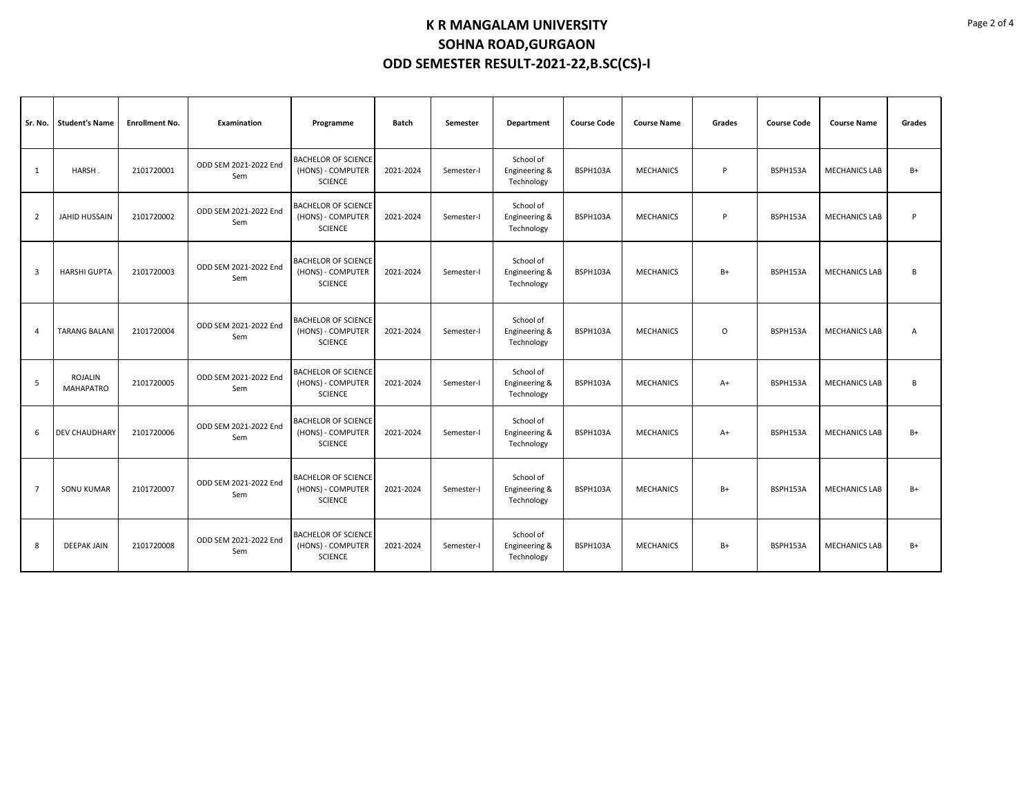# K R MANGALAM UNIVERSITY
## SOHNA ROAD,GURGAON
## ODD SEMESTER RESULT-2021-22,B.SC(CS)-I

| Sr. No. | Student's Name | Enrollment No. | Examination | Programme | Batch | Semester | Department | Course Code | Course Name | Grades | Course Code | Course Name | Grades |
|---|---|---|---|---|---|---|---|---|---|---|---|---|---|
| 1 | HARSH . | 2101720001 | ODD SEM 2021-2022 End Sem | BACHELOR OF SCIENCE (HONS) - COMPUTER SCIENCE | 2021-2024 | Semester-I | School of Engineering & Technology | BSPH103A | MECHANICS | P | BSPH153A | MECHANICS LAB | B+ |
| 2 | JAHID HUSSAIN | 2101720002 | ODD SEM 2021-2022 End Sem | BACHELOR OF SCIENCE (HONS) - COMPUTER SCIENCE | 2021-2024 | Semester-I | School of Engineering & Technology | BSPH103A | MECHANICS | P | BSPH153A | MECHANICS LAB | P |
| 3 | HARSHI GUPTA | 2101720003 | ODD SEM 2021-2022 End Sem | BACHELOR OF SCIENCE (HONS) - COMPUTER SCIENCE | 2021-2024 | Semester-I | School of Engineering & Technology | BSPH103A | MECHANICS | B+ | BSPH153A | MECHANICS LAB | B |
| 4 | TARANG BALANI | 2101720004 | ODD SEM 2021-2022 End Sem | BACHELOR OF SCIENCE (HONS) - COMPUTER SCIENCE | 2021-2024 | Semester-I | School of Engineering & Technology | BSPH103A | MECHANICS | O | BSPH153A | MECHANICS LAB | A |
| 5 | ROJALIN MAHAPATRO | 2101720005 | ODD SEM 2021-2022 End Sem | BACHELOR OF SCIENCE (HONS) - COMPUTER SCIENCE | 2021-2024 | Semester-I | School of Engineering & Technology | BSPH103A | MECHANICS | A+ | BSPH153A | MECHANICS LAB | B |
| 6 | DEV CHAUDHARY | 2101720006 | ODD SEM 2021-2022 End Sem | BACHELOR OF SCIENCE (HONS) - COMPUTER SCIENCE | 2021-2024 | Semester-I | School of Engineering & Technology | BSPH103A | MECHANICS | A+ | BSPH153A | MECHANICS LAB | B+ |
| 7 | SONU KUMAR | 2101720007 | ODD SEM 2021-2022 End Sem | BACHELOR OF SCIENCE (HONS) - COMPUTER SCIENCE | 2021-2024 | Semester-I | School of Engineering & Technology | BSPH103A | MECHANICS | B+ | BSPH153A | MECHANICS LAB | B+ |
| 8 | DEEPAK JAIN | 2101720008 | ODD SEM 2021-2022 End Sem | BACHELOR OF SCIENCE (HONS) - COMPUTER SCIENCE | 2021-2024 | Semester-I | School of Engineering & Technology | BSPH103A | MECHANICS | B+ | BSPH153A | MECHANICS LAB | B+ |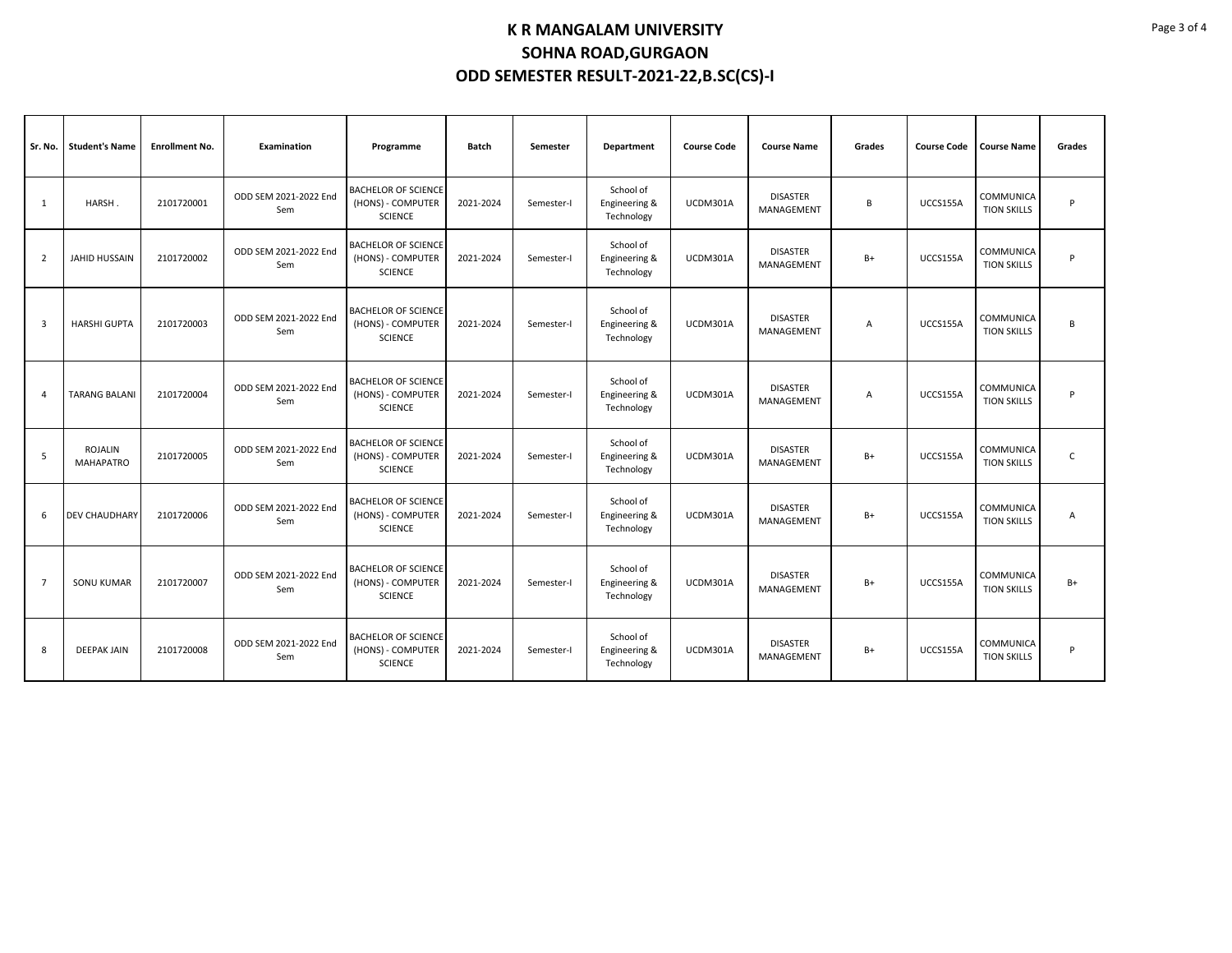# K R MANGALAM UNIVERSITY

## SOHNA ROAD,GURGAON

## ODD SEMESTER RESULT-2021-22,B.SC(CS)-I

| Sr. No. | Student's Name | Enrollment No. | Examination | Programme | Batch | Semester | Department | Course Code | Course Name | Grades | Course Code | Course Name | Grades |
|---|---|---|---|---|---|---|---|---|---|---|---|---|---|
| 1 | HARSH . | 2101720001 | ODD SEM 2021-2022 End Sem | BACHELOR OF SCIENCE (HONS) - COMPUTER SCIENCE | 2021-2024 | Semester-I | School of Engineering & Technology | UCDM301A | DISASTER MANAGEMENT | B | UCCS155A | COMMUNICATION SKILLS | P |
| 2 | JAHID HUSSAIN | 2101720002 | ODD SEM 2021-2022 End Sem | BACHELOR OF SCIENCE (HONS) - COMPUTER SCIENCE | 2021-2024 | Semester-I | School of Engineering & Technology | UCDM301A | DISASTER MANAGEMENT | B+ | UCCS155A | COMMUNICATION SKILLS | P |
| 3 | HARSHI GUPTA | 2101720003 | ODD SEM 2021-2022 End Sem | BACHELOR OF SCIENCE (HONS) - COMPUTER SCIENCE | 2021-2024 | Semester-I | School of Engineering & Technology | UCDM301A | DISASTER MANAGEMENT | A | UCCS155A | COMMUNICATION SKILLS | B |
| 4 | TARANG BALANI | 2101720004 | ODD SEM 2021-2022 End Sem | BACHELOR OF SCIENCE (HONS) - COMPUTER SCIENCE | 2021-2024 | Semester-I | School of Engineering & Technology | UCDM301A | DISASTER MANAGEMENT | A | UCCS155A | COMMUNICATION SKILLS | P |
| 5 | ROJALIN MAHAPATRO | 2101720005 | ODD SEM 2021-2022 End Sem | BACHELOR OF SCIENCE (HONS) - COMPUTER SCIENCE | 2021-2024 | Semester-I | School of Engineering & Technology | UCDM301A | DISASTER MANAGEMENT | B+ | UCCS155A | COMMUNICATION SKILLS | C |
| 6 | DEV CHAUDHARY | 2101720006 | ODD SEM 2021-2022 End Sem | BACHELOR OF SCIENCE (HONS) - COMPUTER SCIENCE | 2021-2024 | Semester-I | School of Engineering & Technology | UCDM301A | DISASTER MANAGEMENT | B+ | UCCS155A | COMMUNICATION SKILLS | A |
| 7 | SONU KUMAR | 2101720007 | ODD SEM 2021-2022 End Sem | BACHELOR OF SCIENCE (HONS) - COMPUTER SCIENCE | 2021-2024 | Semester-I | School of Engineering & Technology | UCDM301A | DISASTER MANAGEMENT | B+ | UCCS155A | COMMUNICATION SKILLS | B+ |
| 8 | DEEPAK JAIN | 2101720008 | ODD SEM 2021-2022 End Sem | BACHELOR OF SCIENCE (HONS) - COMPUTER SCIENCE | 2021-2024 | Semester-I | School of Engineering & Technology | UCDM301A | DISASTER MANAGEMENT | B+ | UCCS155A | COMMUNICATION SKILLS | P |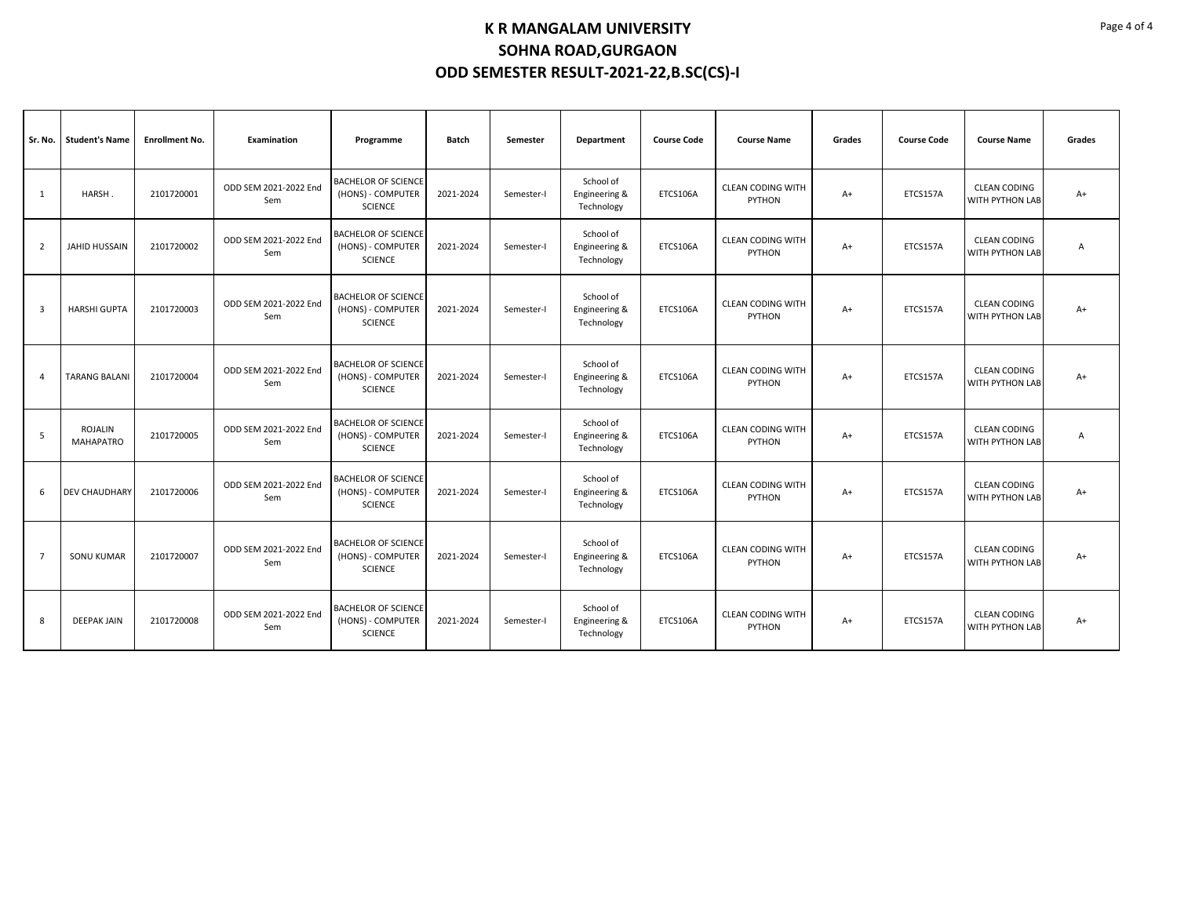# K R MANGALAM UNIVERSITY
## SOHNA ROAD,GURGAON
## ODD SEMESTER RESULT-2021-22,B.SC(CS)-I

| Sr. No. | Student's Name | Enrollment No. | Examination | Programme | Batch | Semester | Department | Course Code | Course Name | Grades | Course Code | Course Name | Grades |
|---|---|---|---|---|---|---|---|---|---|---|---|---|---|
| 1 | HARSH . | 2101720001 | ODD SEM 2021-2022 End Sem | BACHELOR OF SCIENCE (HONS) - COMPUTER SCIENCE | 2021-2024 | Semester-I | School of Engineering & Technology | ETCS106A | CLEAN CODING WITH PYTHON | A+ | ETCS157A | CLEAN CODING WITH PYTHON LAB | A+ |
| 2 | JAHID HUSSAIN | 2101720002 | ODD SEM 2021-2022 End Sem | BACHELOR OF SCIENCE (HONS) - COMPUTER SCIENCE | 2021-2024 | Semester-I | School of Engineering & Technology | ETCS106A | CLEAN CODING WITH PYTHON | A+ | ETCS157A | CLEAN CODING WITH PYTHON LAB | A |
| 3 | HARSHI GUPTA | 2101720003 | ODD SEM 2021-2022 End Sem | BACHELOR OF SCIENCE (HONS) - COMPUTER SCIENCE | 2021-2024 | Semester-I | School of Engineering & Technology | ETCS106A | CLEAN CODING WITH PYTHON | A+ | ETCS157A | CLEAN CODING WITH PYTHON LAB | A+ |
| 4 | TARANG BALANI | 2101720004 | ODD SEM 2021-2022 End Sem | BACHELOR OF SCIENCE (HONS) - COMPUTER SCIENCE | 2021-2024 | Semester-I | School of Engineering & Technology | ETCS106A | CLEAN CODING WITH PYTHON | A+ | ETCS157A | CLEAN CODING WITH PYTHON LAB | A+ |
| 5 | ROJALIN MAHAPATRO | 2101720005 | ODD SEM 2021-2022 End Sem | BACHELOR OF SCIENCE (HONS) - COMPUTER SCIENCE | 2021-2024 | Semester-I | School of Engineering & Technology | ETCS106A | CLEAN CODING WITH PYTHON | A+ | ETCS157A | CLEAN CODING WITH PYTHON LAB | A |
| 6 | DEV CHAUDHARY | 2101720006 | ODD SEM 2021-2022 End Sem | BACHELOR OF SCIENCE (HONS) - COMPUTER SCIENCE | 2021-2024 | Semester-I | School of Engineering & Technology | ETCS106A | CLEAN CODING WITH PYTHON | A+ | ETCS157A | CLEAN CODING WITH PYTHON LAB | A+ |
| 7 | SONU KUMAR | 2101720007 | ODD SEM 2021-2022 End Sem | BACHELOR OF SCIENCE (HONS) - COMPUTER SCIENCE | 2021-2024 | Semester-I | School of Engineering & Technology | ETCS106A | CLEAN CODING WITH PYTHON | A+ | ETCS157A | CLEAN CODING WITH PYTHON LAB | A+ |
| 8 | DEEPAK JAIN | 2101720008 | ODD SEM 2021-2022 End Sem | BACHELOR OF SCIENCE (HONS) - COMPUTER SCIENCE | 2021-2024 | Semester-I | School of Engineering & Technology | ETCS106A | CLEAN CODING WITH PYTHON | A+ | ETCS157A | CLEAN CODING WITH PYTHON LAB | A+ |